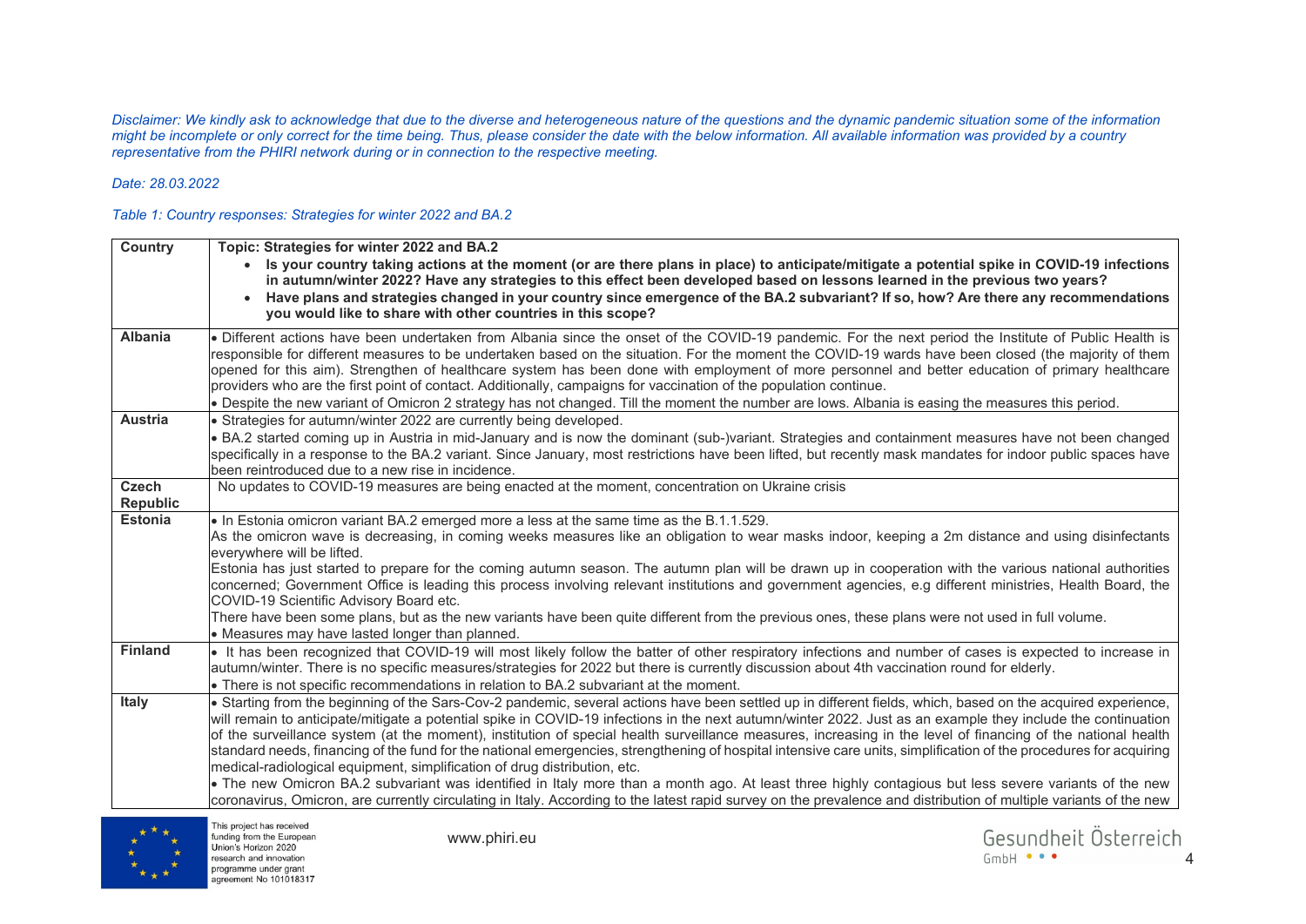*Disclaimer: We kindly ask to acknowledge that due to the diverse and heterogeneous nature of the questions and the dynamic pandemic situation some of the information might be incomplete or only correct for the time being. Thus, please consider the date with the below information. All available information was provided by a country representative from the PHIRI network during or in connection to the respective meeting.*

*Date: 28.03.2022*

*Table 1: Country responses: Strategies for winter 2022 and BA.2*

| Country | Topic: Strategies for winter 2022 and BA.2 <br> • Is your country taking actions at the moment (or are there plans in place) to anticipate/mitigate a potential spike in COVID-19 infections in autumn/winter 2022? Have any strategies to this effect been developed based on lessons learned in the previous two years? <br> • Have plans and strategies changed in your country since emergence of the BA.2 subvariant? If so, how? Are there any recommendations you would like to share with other countries in this scope? |
|---|---|
| **Albania** | • Different actions have been undertaken from Albania since the onset of the COVID-19 pandemic. For the next period the Institute of Public Health is responsible for different measures to be undertaken based on the situation. For the moment the COVID-19 wards have been closed (the majority of them opened for this aim). Strengthen of healthcare system has been done with employment of more personnel and better education of primary healthcare providers who are the first point of contact. Additionally, campaigns for vaccination of the population continue. <br> • Despite the new variant of Omicron 2 strategy has not changed. Till the moment the number are lows. Albania is easing the measures this period. |
| **Austria** | • Strategies for autumn/winter 2022 are currently being developed. <br> • BA.2 started coming up in Austria in mid-January and is now the dominant (sub-)variant. Strategies and containment measures have not been changed specifically in a response to the BA.2 variant. Since January, most restrictions have been lifted, but recently mask mandates for indoor public spaces have been reintroduced due to a new rise in incidence. |
| **Czech Republic** | No updates to COVID-19 measures are being enacted at the moment, concentration on Ukraine crisis |
| **Estonia** | • In Estonia omicron variant BA.2 emerged more a less at the same time as the B.1.1.529. <br> As the omicron wave is decreasing, in coming weeks measures like an obligation to wear masks indoor, keeping a 2m distance and using disinfectants everywhere will be lifted. <br> Estonia has just started to prepare for the coming autumn season. The autumn plan will be drawn up in cooperation with the various national authorities concerned; Government Office is leading this process involving relevant institutions and government agencies, e.g different ministries, Health Board, the COVID-19 Scientific Advisory Board etc. <br> There have been some plans, but as the new variants have been quite different from the previous ones, these plans were not used in full volume. <br> • Measures may have lasted longer than planned. |
| **Finland** | • It has been recognized that COVID-19 will most likely follow the batter of other respiratory infections and number of cases is expected to increase in autumn/winter. There is no specific measures/strategies for 2022 but there is currently discussion about 4th vaccination round for elderly. <br> • There is not specific recommendations in relation to BA.2 subvariant at the moment. |
| **Italy** | • Starting from the beginning of the Sars-Cov-2 pandemic, several actions have been settled up in different fields, which, based on the acquired experience, will remain to anticipate/mitigate a potential spike in COVID-19 infections in the next autumn/winter 2022. Just as an example they include the continuation of the surveillance system (at the moment), institution of special health surveillance measures, increasing in the level of financing of the national health standard needs, financing of the fund for the national emergencies, strengthening of hospital intensive care units, simplification of the procedures for acquiring medical-radiological equipment, simplification of drug distribution, etc. <br> • The new Omicron BA.2 subvariant was identified in Italy more than a month ago. At least three highly contagious but less severe variants of the new coronavirus, Omicron, are currently circulating in Italy. According to the latest rapid survey on the prevalence and distribution of multiple variants of the new |

This project has received funding from the European Union's Horizon 2020 research and innovation programme under grant agreement No 101018317

www.phiri.eu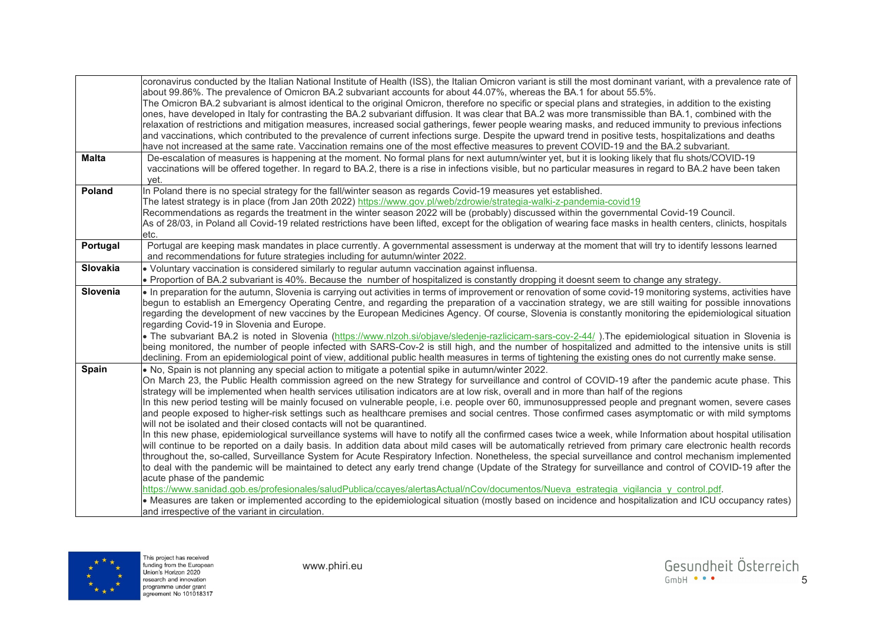| | |
|---|---|
| | coronavirus conducted by the Italian National Institute of Health (ISS), the Italian Omicron variant is still the most dominant variant, with a prevalence rate of about 99.86%. The prevalence of Omicron BA.2 subvariant accounts for about 44.07%, whereas the BA.1 for about 55.5%.<br>The Omicron BA.2 subvariant is almost identical to the original Omicron, therefore no specific or special plans and strategies, in addition to the existing ones, have developed in Italy for contrasting the BA.2 subvariant diffusion. It was clear that BA.2 was more transmissible than BA.1, combined with the relaxation of restrictions and mitigation measures, increased social gatherings, fewer people wearing masks, and reduced immunity to previous infections and vaccinations, which contributed to the prevalence of current infections surge. Despite the upward trend in positive tests, hospitalizations and deaths have not increased at the same rate. Vaccination remains one of the most effective measures to prevent COVID-19 and the BA.2 subvariant. |
| **Malta** | De-escalation of measures is happening at the moment. No formal plans for next autumn/winter yet, but it is looking likely that flu shots/COVID-19 vaccinations will be offered together. In regard to BA.2, there is a rise in infections visible, but no particular measures in regard to BA.2 have been taken yet. |
| **Poland** | In Poland there is no special strategy for the fall/winter season as regards Covid-19 measures yet established.<br>The latest strategy is in place (from Jan 20th 2022) https://www.gov.pl/web/zdrowie/strategia-walki-z-pandemia-covid19<br>Recommendations as regards the treatment in the winter season 2022 will be (probably) discussed within the governmental Covid-19 Council.<br>As of 28/03, in Poland all Covid-19 related restrictions have been lifted, except for the obligation of wearing face masks in health centers, clinicts, hospitals etc. |
| **Portugal** | Portugal are keeping mask mandates in place currently. A governmental assessment is underway at the moment that will try to identify lessons learned and recommendations for future strategies including for autumn/winter 2022. |
| **Slovakia** | • Voluntary vaccination is considered similarly to regular autumn vaccination against influensa.<br>• Proportion of BA.2 subvariant is 40%. Because the number of hospitalized is constantly dropping it doesnt seem to change any strategy. |
| **Slovenia** | • In preparation for the autumn, Slovenia is carrying out activities in terms of improvement or renovation of some covid-19 monitoring systems, activities have begun to establish an Emergency Operating Centre, and regarding the preparation of a vaccination strategy, we are still waiting for possible innovations regarding the development of new vaccines by the European Medicines Agency. Of course, Slovenia is constantly monitoring the epidemiological situation regarding Covid-19 in Slovenia and Europe.<br>• The subvariant BA.2 is noted in Slovenia (https://www.nlzoh.si/objave/sledenje-razlicicam-sars-cov-2-44/ ).The epidemiological situation in Slovenia is being monitored, the number of people infected with SARS-Cov-2 is still high, and the number of hospitalized and admitted to the intensive units is still declining. From an epidemiological point of view, additional public health measures in terms of tightening the existing ones do not currently make sense. |
| **Spain** | • No, Spain is not planning any special action to mitigate a potential spike in autumn/winter 2022.<br>On March 23, the Public Health commission agreed on the new Strategy for surveillance and control of COVID-19 after the pandemic acute phase. This strategy will be implemented when health services utilisation indicators are at low risk, overall and in more than half of the regions<br>In this new period testing will be mainly focused on vulnerable people, i.e. people over 60, immunosuppressed people and pregnant women, severe cases and people exposed to higher-risk settings such as healthcare premises and social centres. Those confirmed cases asymptomatic or with mild symptoms will not be isolated and their closed contacts will not be quarantined.<br>In this new phase, epidemiological surveillance systems will have to notify all the confirmed cases twice a week, while Information about hospital utilisation will continue to be reported on a daily basis. In addition data about mild cases will be automatically retrieved from primary care electronic health records throughout the, so-called, Surveillance System for Acute Respiratory Infection. Nonetheless, the special surveillance and control mechanism implemented to deal with the pandemic will be maintained to detect any early trend change (Update of the Strategy for surveillance and control of COVID-19 after the acute phase of the pandemic<br>https://www.sanidad.gob.es/profesionales/saludPublica/ccayes/alertasActual/nCov/documentos/Nueva_estrategia_vigilancia_y_control.pdf.<br>• Measures are taken or implemented according to the epidemiological situation (mostly based on incidence and hospitalization and ICU occupancy rates) and irrespective of the variant in circulation. |

This project has received funding from the European Union's Horizon 2020 research and innovation programme under grant agreement No 101018317

www.phiri.eu

Gesundheit Österreich GmbH